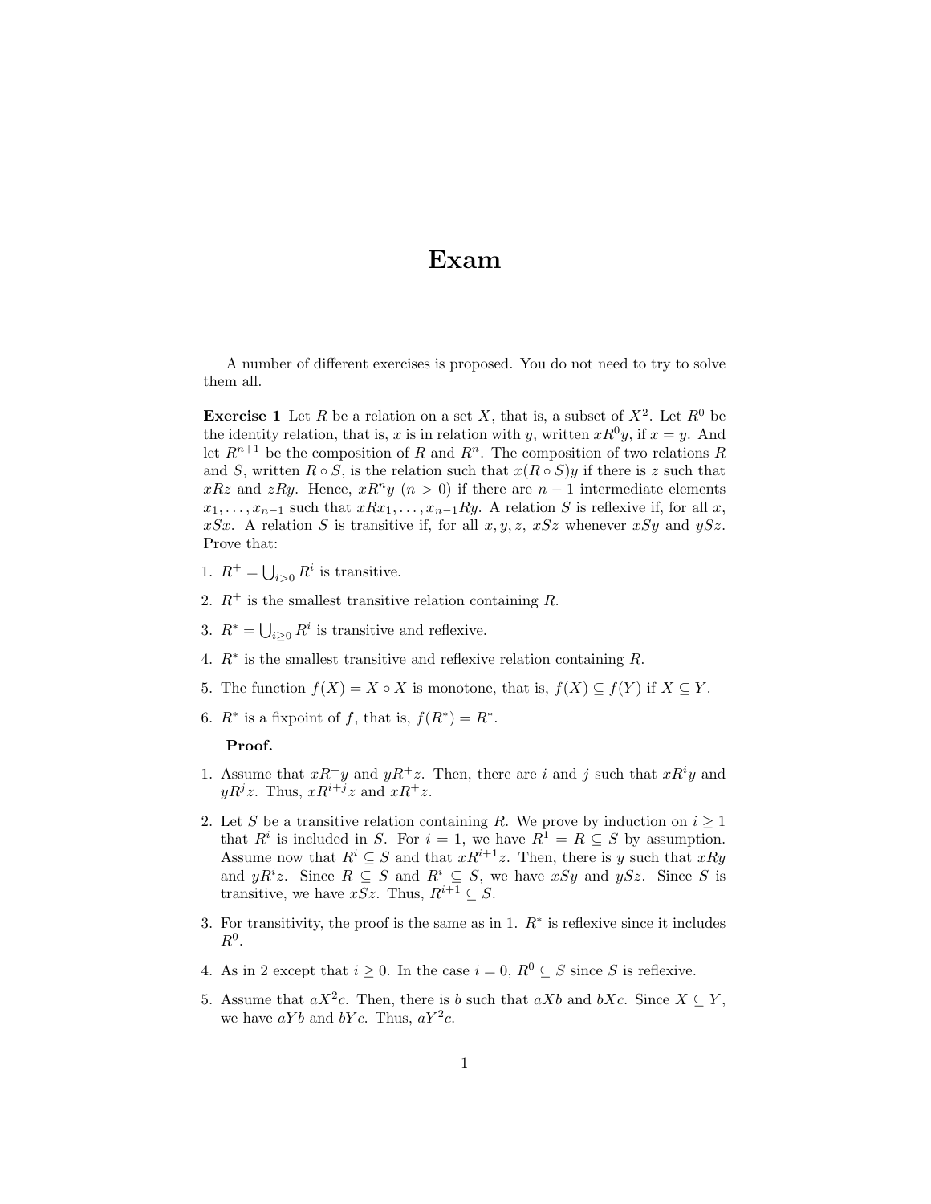# Exam

A number of different exercises is proposed. You do not need to try to solve them all.

**Exercise 1** Let $R$ be a relation on a set $X$, that is, a subset of $X^2$. Let $R^0$ be the identity relation, that is, $x$ is in relation with $y$, written $xR^0y$, if $x = y$. And let $R^{n+1}$ be the composition of $R$ and $R^n$. The composition of two relations $R$ and $S$, written $R \circ S$, is the relation such that $x(R \circ S)y$ if there is $z$ such that $xRz$ and $zRy$. Hence, $xR^ny$ ($n > 0$) if there are $n-1$ intermediate elements $x_1, \ldots, x_{n-1}$ such that $xRx_1, \ldots, x_{n-1}Ry$. A relation $S$ is reflexive if, for all $x$, $xSx$. A relation $S$ is transitive if, for all $x, y, z$, $xSz$ whenever $xSy$ and $ySz$. Prove that:

1. $R^+ = \bigcup_{i>0} R^i$ is transitive.
2. $R^+$ is the smallest transitive relation containing $R$.
3. $R^* = \bigcup_{i \geq 0} R^i$ is transitive and reflexive.
4. $R^*$ is the smallest transitive and reflexive relation containing $R$.
5. The function $f(X) = X \circ X$ is monotone, that is, $f(X) \subseteq f(Y)$ if $X \subseteq Y$.
6. $R^*$ is a fixpoint of $f$, that is, $f(R^*) = R^*$.

**Proof.**

1. Assume that $xR^+y$ and $yR^+z$. Then, there are $i$ and $j$ such that $xR^iy$ and $yR^jz$. Thus, $xR^{i+j}z$ and $xR^+z$.
2. Let $S$ be a transitive relation containing $R$. We prove by induction on $i \geq 1$ that $R^i$ is included in $S$. For $i = 1$, we have $R^1 = R \subseteq S$ by assumption. Assume now that $R^i \subseteq S$ and that $xR^{i+1}z$. Then, there is $y$ such that $xRy$ and $yR^iz$. Since $R \subseteq S$ and $R^i \subseteq S$, we have $xSy$ and $ySz$. Since $S$ is transitive, we have $xSz$. Thus, $R^{i+1} \subseteq S$.
3. For transitivity, the proof is the same as in 1. $R^*$ is reflexive since it includes $R^0$.
4. As in 2 except that $i \geq 0$. In the case $i = 0$, $R^0 \subseteq S$ since $S$ is reflexive.
5. Assume that $aX^2c$. Then, there is $b$ such that $aXb$ and $bXc$. Since $X \subseteq Y$, we have $aYb$ and $bYc$. Thus, $aY^2c$.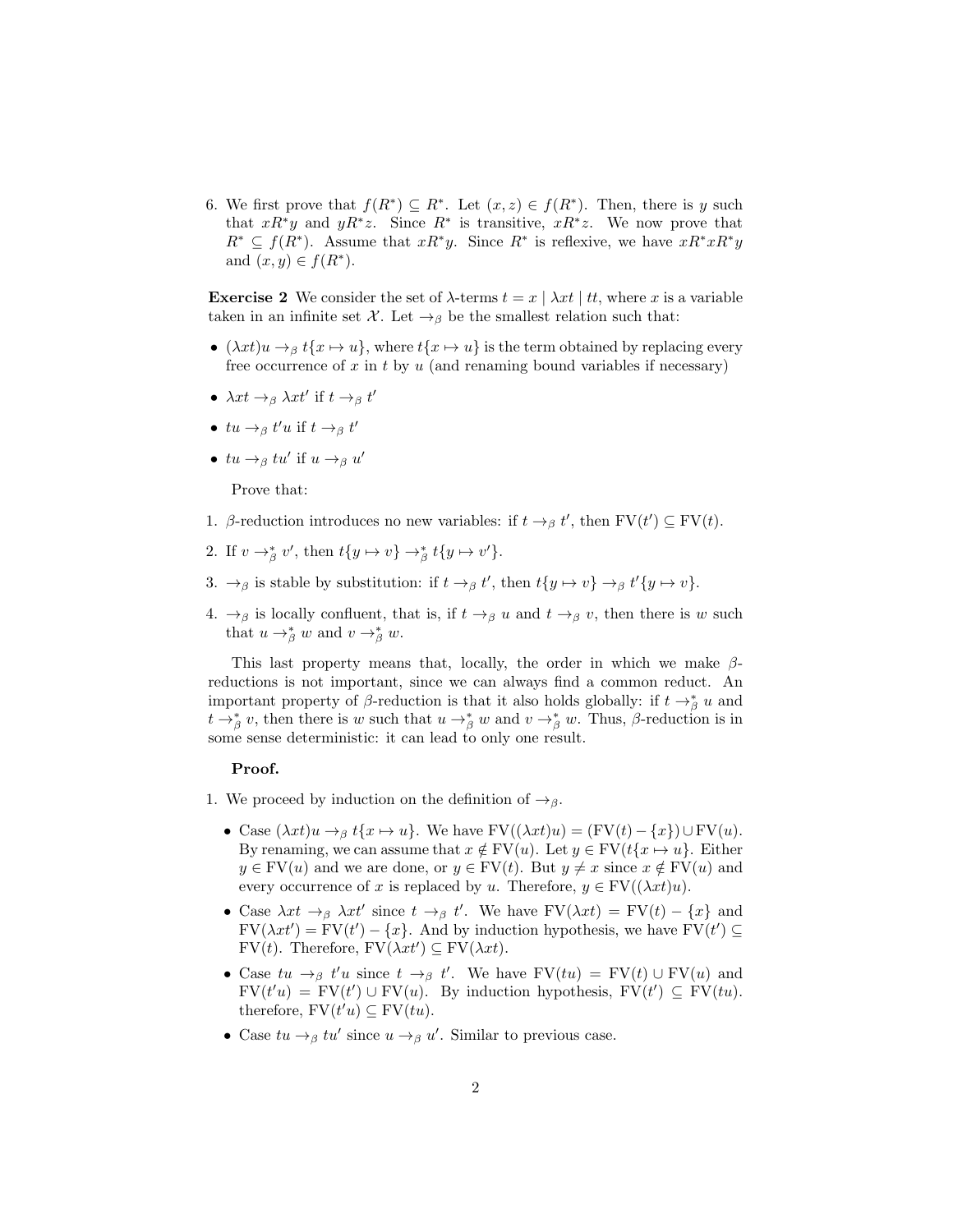6. We first prove that $f(R^*) \subseteq R^*$. Let $(x,z) \in f(R^*)$. Then, there is $y$ such that $xR^*y$ and $yR^*z$. Since $R^*$ is transitive, $xR^*z$. We now prove that $R^* \subseteq f(R^*)$. Assume that $xR^*y$. Since $R^*$ is reflexive, we have $xR^*xR^*y$ and $(x,y) \in f(R^*)$.

**Exercise 2** We consider the set of $\lambda$-terms $t = x \mid \lambda xt \mid tt$, where $x$ is a variable taken in an infinite set $\mathcal{X}$. Let $\rightarrow_\beta$ be the smallest relation such that:

- $(\lambda xt)u \rightarrow_\beta t\{x \mapsto u\}$, where $t\{x \mapsto u\}$ is the term obtained by replacing every free occurrence of $x$ in $t$ by $u$ (and renaming bound variables if necessary)
- $\lambda xt \rightarrow_\beta \lambda xt'$ if $t \rightarrow_\beta t'$
- $tu \rightarrow_\beta t'u$ if $t \rightarrow_\beta t'$
- $tu \rightarrow_\beta tu'$ if $u \rightarrow_\beta u'$

Prove that:

1. $\beta$-reduction introduces no new variables: if $t \rightarrow_\beta t'$, then $\mathrm{FV}(t') \subseteq \mathrm{FV}(t)$.
2. If $v \rightarrow_\beta^* v'$, then $t\{y \mapsto v\} \rightarrow_\beta^* t\{y \mapsto v'\}$.
3. $\rightarrow_\beta$ is stable by substitution: if $t \rightarrow_\beta t'$, then $t\{y \mapsto v\} \rightarrow_\beta t'\{y \mapsto v\}$.
4. $\rightarrow_\beta$ is locally confluent, that is, if $t \rightarrow_\beta u$ and $t \rightarrow_\beta v$, then there is $w$ such that $u \rightarrow_\beta^* w$ and $v \rightarrow_\beta^* w$.

This last property means that, locally, the order in which we make $\beta$-reductions is not important, since we can always find a common reduct. An important property of $\beta$-reduction is that it also holds globally: if $t \rightarrow_\beta^* u$ and $t \rightarrow_\beta^* v$, then there is $w$ such that $u \rightarrow_\beta^* w$ and $v \rightarrow_\beta^* w$. Thus, $\beta$-reduction is in some sense deterministic: it can lead to only one result.

**Proof.**

1. We proceed by induction on the definition of $\rightarrow_\beta$.

   - Case $(\lambda xt)u \rightarrow_\beta t\{x \mapsto u\}$. We have $\mathrm{FV}((\lambda xt)u) = (\mathrm{FV}(t) - \{x\}) \cup \mathrm{FV}(u)$. By renaming, we can assume that $x \notin \mathrm{FV}(u)$. Let $y \in \mathrm{FV}(t\{x \mapsto u\}$. Either $y \in \mathrm{FV}(u)$ and we are done, or $y \in \mathrm{FV}(t)$. But $y \neq x$ since $x \notin \mathrm{FV}(u)$ and every occurrence of $x$ is replaced by $u$. Therefore, $y \in \mathrm{FV}((\lambda xt)u)$.
   - Case $\lambda xt \rightarrow_\beta \lambda xt'$ since $t \rightarrow_\beta t'$. We have $\mathrm{FV}(\lambda xt) = \mathrm{FV}(t) - \{x\}$ and $\mathrm{FV}(\lambda xt') = \mathrm{FV}(t') - \{x\}$. And by induction hypothesis, we have $\mathrm{FV}(t') \subseteq \mathrm{FV}(t)$. Therefore, $\mathrm{FV}(\lambda xt') \subseteq \mathrm{FV}(\lambda xt)$.
   - Case $tu \rightarrow_\beta t'u$ since $t \rightarrow_\beta t'$. We have $\mathrm{FV}(tu) = \mathrm{FV}(t) \cup \mathrm{FV}(u)$ and $\mathrm{FV}(t'u) = \mathrm{FV}(t') \cup \mathrm{FV}(u)$. By induction hypothesis, $\mathrm{FV}(t') \subseteq \mathrm{FV}(tu)$. therefore, $\mathrm{FV}(t'u) \subseteq \mathrm{FV}(tu)$.
   - Case $tu \rightarrow_\beta tu'$ since $u \rightarrow_\beta u'$. Similar to previous case.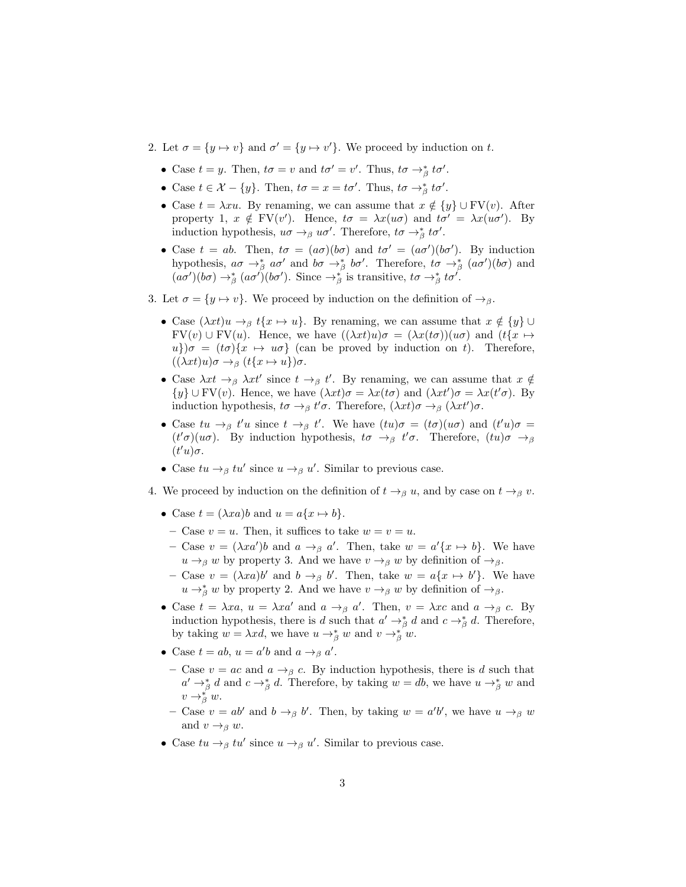2. Let $\sigma = \{y \mapsto v\}$ and $\sigma' = \{y \mapsto v'\}$. We proceed by induction on $t$.

   - Case $t = y$. Then, $t\sigma = v$ and $t\sigma' = v'$. Thus, $t\sigma \to_\beta^* t\sigma'$.
   - Case $t \in \mathcal{X} - \{y\}$. Then, $t\sigma = x = t\sigma'$. Thus, $t\sigma \to_\beta^* t\sigma'$.
   - Case $t = \lambda xu$. By renaming, we can assume that $x \notin \{y\} \cup \mathrm{FV}(v)$. After property 1, $x \notin \mathrm{FV}(v')$. Hence, $t\sigma = \lambda x(u\sigma)$ and $t\sigma' = \lambda x(u\sigma')$. By induction hypothesis, $u\sigma \to_\beta u\sigma'$. Therefore, $t\sigma \to_\beta^* t\sigma'$.
   - Case $t = ab$. Then, $t\sigma = (a\sigma)(b\sigma)$ and $t\sigma' = (a\sigma')(b\sigma')$. By induction hypothesis, $a\sigma \to_\beta^* a\sigma'$ and $b\sigma \to_\beta^* b\sigma'$. Therefore, $t\sigma \to_\beta^* (a\sigma')(b\sigma)$ and $(a\sigma')(b\sigma) \to_\beta^* (a\sigma')(b\sigma')$. Since $\to_\beta^*$ is transitive, $t\sigma \to_\beta^* t\sigma'$.

3. Let $\sigma = \{y \mapsto v\}$. We proceed by induction on the definition of $\to_\beta$.

   - Case $(\lambda xt)u \to_\beta t\{x \mapsto u\}$. By renaming, we can assume that $x \notin \{y\} \cup \mathrm{FV}(v) \cup \mathrm{FV}(u)$. Hence, we have $((\lambda xt)u)\sigma = (\lambda x(t\sigma))(u\sigma)$ and $(t\{x \mapsto u\})\sigma = (t\sigma)\{x \mapsto u\sigma\}$ (can be proved by induction on $t$). Therefore, $((\lambda xt)u)\sigma \to_\beta (t\{x \mapsto u\})\sigma$.
   - Case $\lambda xt \to_\beta \lambda xt'$ since $t \to_\beta t'$. By renaming, we can assume that $x \notin \{y\} \cup \mathrm{FV}(v)$. Hence, we have $(\lambda xt)\sigma = \lambda x(t\sigma)$ and $(\lambda xt')\sigma = \lambda x(t'\sigma)$. By induction hypothesis, $t\sigma \to_\beta t'\sigma$. Therefore, $(\lambda xt)\sigma \to_\beta (\lambda xt')\sigma$.
   - Case $tu \to_\beta t'u$ since $t \to_\beta t'$. We have $(tu)\sigma = (t\sigma)(u\sigma)$ and $(t'u)\sigma = (t'\sigma)(u\sigma)$. By induction hypothesis, $t\sigma \to_\beta t'\sigma$. Therefore, $(tu)\sigma \to_\beta (t'u)\sigma$.
   - Case $tu \to_\beta tu'$ since $u \to_\beta u'$. Similar to previous case.

4. We proceed by induction on the definition of $t \to_\beta u$, and by case on $t \to_\beta v$.

   - Case $t = (\lambda xa)b$ and $u = a\{x \mapsto b\}$.
     - Case $v = u$. Then, it suffices to take $w = v = u$.
     - Case $v = (\lambda xa')b$ and $a \to_\beta a'$. Then, take $w = a'\{x \mapsto b\}$. We have $u \to_\beta w$ by property 3. And we have $v \to_\beta w$ by definition of $\to_\beta$.
     - Case $v = (\lambda xa)b'$ and $b \to_\beta b'$. Then, take $w = a\{x \mapsto b'\}$. We have $u \to_\beta^* w$ by property 2. And we have $v \to_\beta w$ by definition of $\to_\beta$.
   - Case $t = \lambda xa$, $u = \lambda xa'$ and $a \to_\beta a'$. Then, $v = \lambda xc$ and $a \to_\beta c$. By induction hypothesis, there is $d$ such that $a' \to_\beta^* d$ and $c \to_\beta^* d$. Therefore, by taking $w = \lambda xd$, we have $u \to_\beta^* w$ and $v \to_\beta^* w$.
   - Case $t = ab$, $u = a'b$ and $a \to_\beta a'$.
     - Case $v = ac$ and $a \to_\beta c$. By induction hypothesis, there is $d$ such that $a' \to_\beta^* d$ and $c \to_\beta^* d$. Therefore, by taking $w = db$, we have $u \to_\beta^* w$ and $v \to_\beta^* w$.
     - Case $v = ab'$ and $b \to_\beta b'$. Then, by taking $w = a'b'$, we have $u \to_\beta w$ and $v \to_\beta w$.
   - Case $tu \to_\beta tu'$ since $u \to_\beta u'$. Similar to previous case.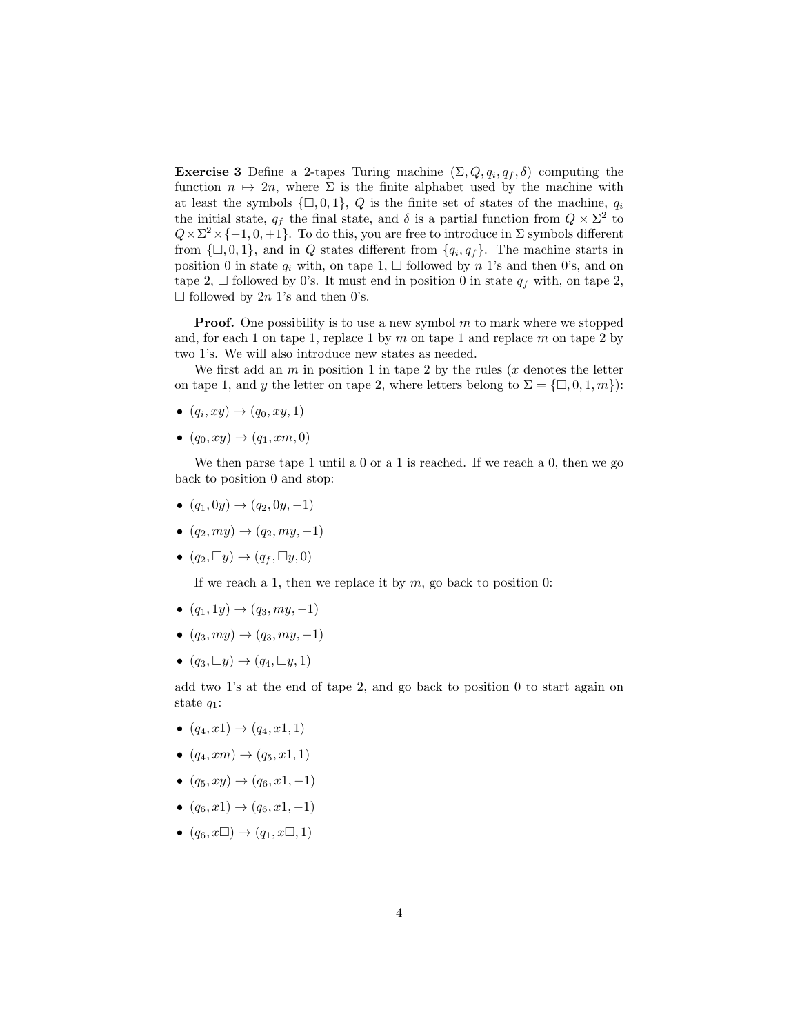**Exercise 3** Define a 2-tapes Turing machine $(\Sigma, Q, q_i, q_f, \delta)$ computing the function $n \mapsto 2n$, where $\Sigma$ is the finite alphabet used by the machine with at least the symbols $\{\square, 0, 1\}$, $Q$ is the finite set of states of the machine, $q_i$ the initial state, $q_f$ the final state, and $\delta$ is a partial function from $Q \times \Sigma^2$ to $Q \times \Sigma^2 \times \{-1, 0, +1\}$. To do this, you are free to introduce in $\Sigma$ symbols different from $\{\square, 0, 1\}$, and in $Q$ states different from $\{q_i, q_f\}$. The machine starts in position 0 in state $q_i$ with, on tape 1, $\square$ followed by $n$ 1's and then 0's, and on tape 2, $\square$ followed by 0's. It must end in position 0 in state $q_f$ with, on tape 2, $\square$ followed by $2n$ 1's and then 0's.

**Proof.** One possibility is to use a new symbol $m$ to mark where we stopped and, for each 1 on tape 1, replace 1 by $m$ on tape 1 and replace $m$ on tape 2 by two 1's. We will also introduce new states as needed.

We first add an $m$ in position 1 in tape 2 by the rules ($x$ denotes the letter on tape 1, and $y$ the letter on tape 2, where letters belong to $\Sigma = \{\square, 0, 1, m\}$):

- $(q_i, xy) \to (q_0, xy, 1)$
- $(q_0, xy) \to (q_1, xm, 0)$

We then parse tape 1 until a 0 or a 1 is reached. If we reach a 0, then we go back to position 0 and stop:

- $(q_1, 0y) \to (q_2, 0y, -1)$
- $(q_2, my) \to (q_2, my, -1)$
- $(q_2, \square y) \to (q_f, \square y, 0)$

If we reach a 1, then we replace it by $m$, go back to position 0:

- $(q_1, 1y) \to (q_3, my, -1)$
- $(q_3, my) \to (q_3, my, -1)$
- $(q_3, \square y) \to (q_4, \square y, 1)$

add two 1's at the end of tape 2, and go back to position 0 to start again on state $q_1$:

- $(q_4, x1) \to (q_4, x1, 1)$
- $(q_4, xm) \to (q_5, x1, 1)$
- $(q_5, xy) \to (q_6, x1, -1)$
- $(q_6, x1) \to (q_6, x1, -1)$
- $(q_6, x\square) \to (q_1, x\square, 1)$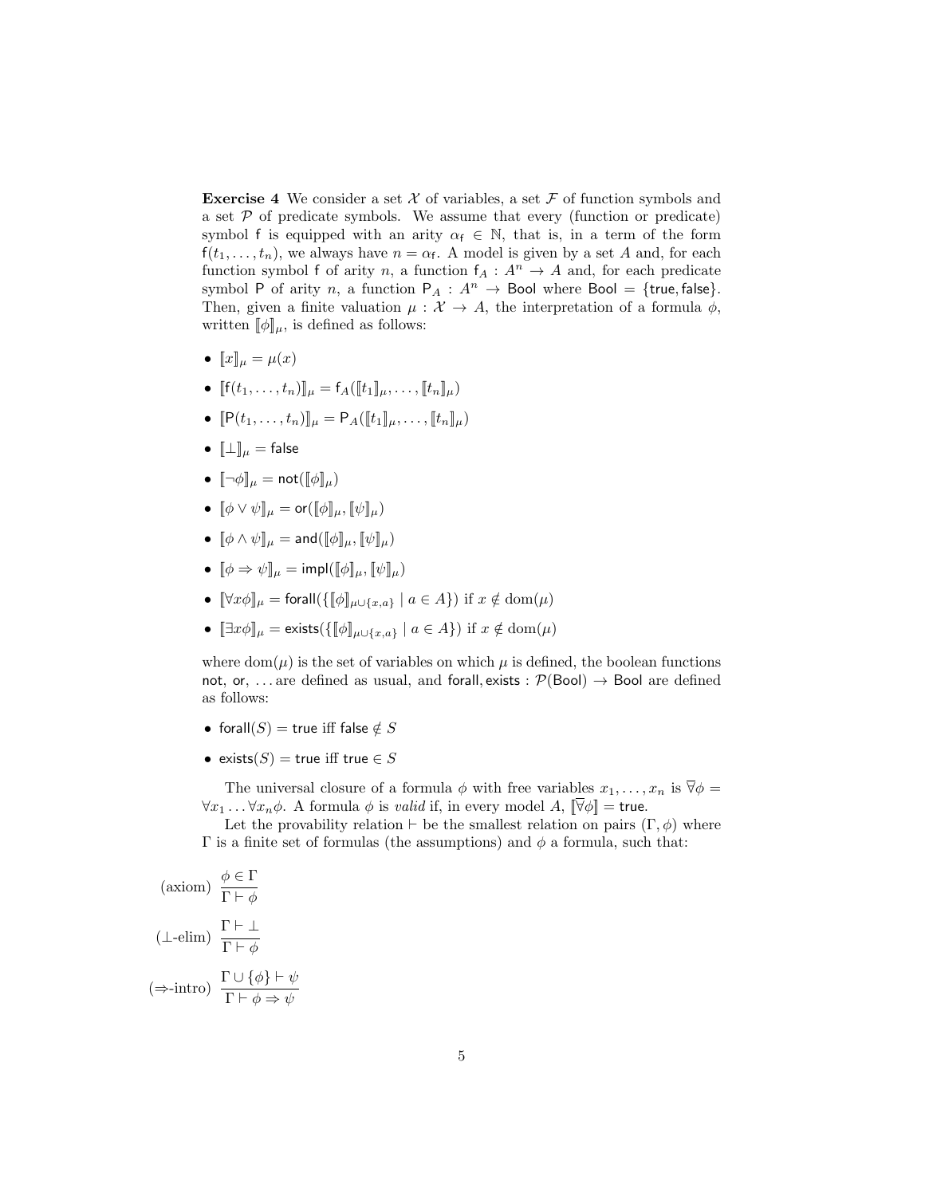**Exercise 4** We consider a set $\mathcal{X}$ of variables, a set $\mathcal{F}$ of function symbols and a set $\mathcal{P}$ of predicate symbols. We assume that every (function or predicate) symbol $\mathsf{f}$ is equipped with an arity $\alpha_{\mathsf{f}} \in \mathbb{N}$, that is, in a term of the form $\mathsf{f}(t_1, \ldots, t_n)$, we always have $n = \alpha_{\mathsf{f}}$. A model is given by a set $A$ and, for each function symbol $\mathsf{f}$ of arity $n$, a function $\mathsf{f}_A : A^n \to A$ and, for each predicate symbol $\mathsf{P}$ of arity $n$, a function $\mathsf{P}_A : A^n \to \mathsf{Bool}$ where $\mathsf{Bool} = \{\mathsf{true}, \mathsf{false}\}$. Then, given a finite valuation $\mu : \mathcal{X} \to A$, the interpretation of a formula $\phi$, written $[\![\phi]\!]_\mu$, is defined as follows:

- $[\![x]\!]_\mu = \mu(x)$
- $[\![\mathsf{f}(t_1, \ldots, t_n)]\!]_\mu = \mathsf{f}_A([\![t_1]\!]_\mu, \ldots, [\![t_n]\!]_\mu)$
- $[\![\mathsf{P}(t_1, \ldots, t_n)]\!]_\mu = \mathsf{P}_A([\![t_1]\!]_\mu, \ldots, [\![t_n]\!]_\mu)$
- $[\![\bot]\!]_\mu = \mathsf{false}$
- $[\![\neg\phi]\!]_\mu = \mathsf{not}([\![\phi]\!]_\mu)$
- $[\![\phi \vee \psi]\!]_\mu = \mathsf{or}([\![\phi]\!]_\mu, [\![\psi]\!]_\mu)$
- $[\![\phi \wedge \psi]\!]_\mu = \mathsf{and}([\![\phi]\!]_\mu, [\![\psi]\!]_\mu)$
- $[\![\phi \Rightarrow \psi]\!]_\mu = \mathsf{impl}([\![\phi]\!]_\mu, [\![\psi]\!]_\mu)$
- $[\![\forall x \phi]\!]_\mu = \mathsf{forall}(\{[\![\phi]\!]_{\mu \cup \{x,a\}} \mid a \in A\})$ if $x \notin \mathrm{dom}(\mu)$
- $[\![\exists x \phi]\!]_\mu = \mathsf{exists}(\{[\![\phi]\!]_{\mu \cup \{x,a\}} \mid a \in A\})$ if $x \notin \mathrm{dom}(\mu)$

where $\mathrm{dom}(\mu)$ is the set of variables on which $\mu$ is defined, the boolean functions $\mathsf{not}$, $\mathsf{or}$, ... are defined as usual, and $\mathsf{forall}, \mathsf{exists} : \mathcal{P}(\mathsf{Bool}) \to \mathsf{Bool}$ are defined as follows:

- $\mathsf{forall}(S) = \mathsf{true}$ iff $\mathsf{false} \notin S$
- $\mathsf{exists}(S) = \mathsf{true}$ iff $\mathsf{true} \in S$

The universal closure of a formula $\phi$ with free variables $x_1, \ldots, x_n$ is $\overline{\forall}\phi = \forall x_1 \ldots \forall x_n \phi$. A formula $\phi$ is *valid* if, in every model $A$, $[\![\overline{\forall}\phi]\!] = \mathsf{true}$.

Let the provability relation $\vdash$ be the smallest relation on pairs $(\Gamma, \phi)$ where $\Gamma$ is a finite set of formulas (the assumptions) and $\phi$ a formula, such that:

$$\text{(axiom)} \; \frac{\phi \in \Gamma}{\Gamma \vdash \phi}$$

$$(\bot\text{-elim}) \; \frac{\Gamma \vdash \bot}{\Gamma \vdash \phi}$$

$$(\Rightarrow\text{-intro}) \; \frac{\Gamma \cup \{\phi\} \vdash \psi}{\Gamma \vdash \phi \Rightarrow \psi}$$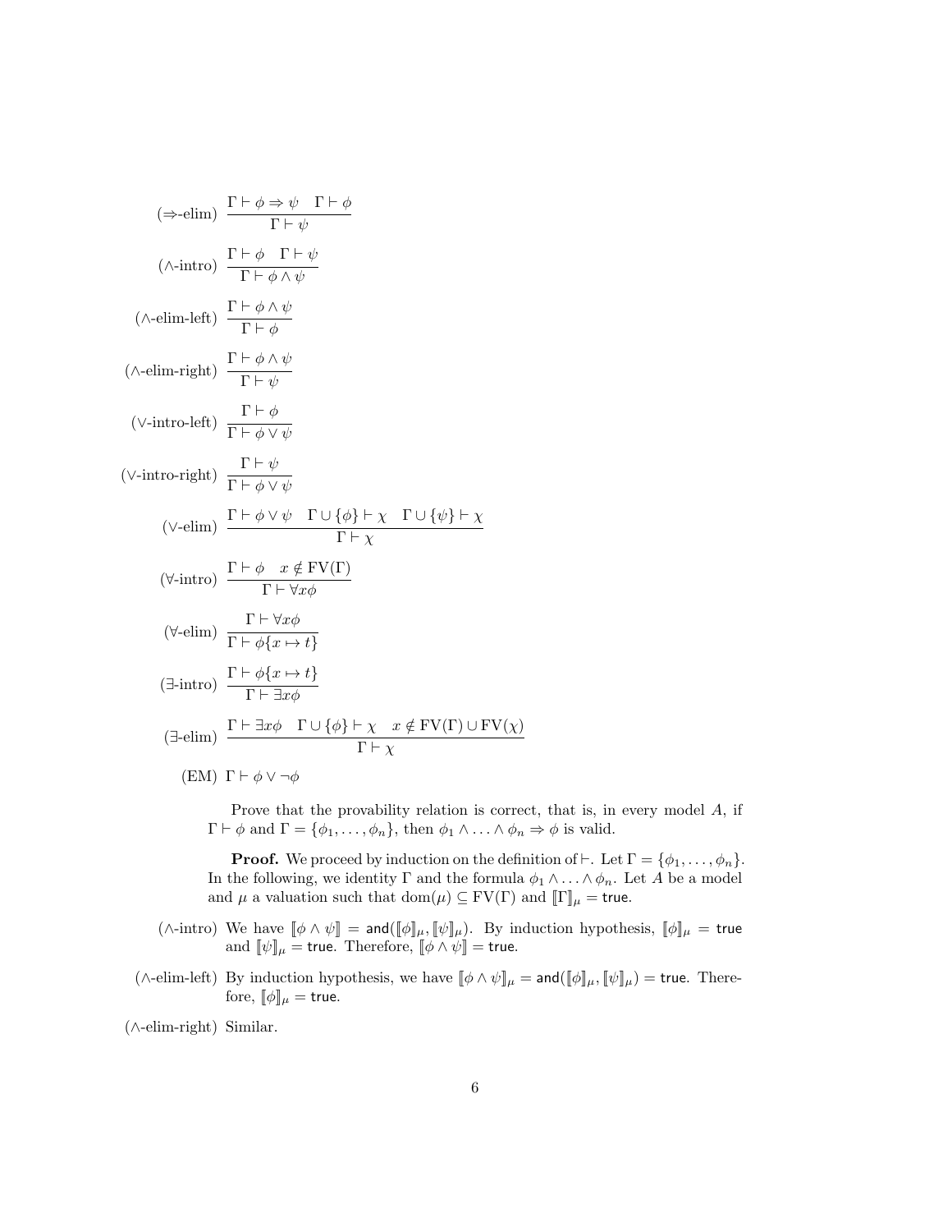$$(\Rightarrow\text{-elim})\ \frac{\Gamma \vdash \phi \Rightarrow \psi \quad \Gamma \vdash \phi}{\Gamma \vdash \psi}$$

$$(\wedge\text{-intro})\ \frac{\Gamma \vdash \phi \quad \Gamma \vdash \psi}{\Gamma \vdash \phi \wedge \psi}$$

$$(\wedge\text{-elim-left})\ \frac{\Gamma \vdash \phi \wedge \psi}{\Gamma \vdash \phi}$$

$$(\wedge\text{-elim-right})\ \frac{\Gamma \vdash \phi \wedge \psi}{\Gamma \vdash \psi}$$

$$(\vee\text{-intro-left})\ \frac{\Gamma \vdash \phi}{\Gamma \vdash \phi \vee \psi}$$

$$(\vee\text{-intro-right})\ \frac{\Gamma \vdash \psi}{\Gamma \vdash \phi \vee \psi}$$

$$(\vee\text{-elim})\ \frac{\Gamma \vdash \phi \vee \psi \quad \Gamma \cup \{\phi\} \vdash \chi \quad \Gamma \cup \{\psi\} \vdash \chi}{\Gamma \vdash \chi}$$

$$(\forall\text{-intro})\ \frac{\Gamma \vdash \phi \quad x \notin \mathrm{FV}(\Gamma)}{\Gamma \vdash \forall x \phi}$$

$$(\forall\text{-elim})\ \frac{\Gamma \vdash \forall x \phi}{\Gamma \vdash \phi\{x \mapsto t\}}$$

$$(\exists\text{-intro})\ \frac{\Gamma \vdash \phi\{x \mapsto t\}}{\Gamma \vdash \exists x \phi}$$

$$(\exists\text{-elim})\ \frac{\Gamma \vdash \exists x \phi \quad \Gamma \cup \{\phi\} \vdash \chi \quad x \notin \mathrm{FV}(\Gamma) \cup \mathrm{FV}(\chi)}{\Gamma \vdash \chi}$$

$$(\mathrm{EM})\ \Gamma \vdash \phi \vee \neg\phi$$

Prove that the provability relation is correct, that is, in every model $A$, if $\Gamma \vdash \phi$ and $\Gamma = \{\phi_1, \ldots, \phi_n\}$, then $\phi_1 \wedge \ldots \wedge \phi_n \Rightarrow \phi$ is valid.

**Proof.** We proceed by induction on the definition of $\vdash$. Let $\Gamma = \{\phi_1, \ldots, \phi_n\}$. In the following, we identity $\Gamma$ and the formula $\phi_1 \wedge \ldots \wedge \phi_n$. Let $A$ be a model and $\mu$ a valuation such that $\mathrm{dom}(\mu) \subseteq \mathrm{FV}(\Gamma)$ and $[\![\Gamma]\!]_\mu = \mathsf{true}$.

($\wedge$-intro) We have $[\![\phi \wedge \psi]\!] = \mathsf{and}([\![\phi]\!]_\mu, [\![\psi]\!]_\mu)$. By induction hypothesis, $[\![\phi]\!]_\mu = \mathsf{true}$ and $[\![\psi]\!]_\mu = \mathsf{true}$. Therefore, $[\![\phi \wedge \psi]\!] = \mathsf{true}$.

($\wedge$-elim-left) By induction hypothesis, we have $[\![\phi \wedge \psi]\!]_\mu = \mathsf{and}([\![\phi]\!]_\mu, [\![\psi]\!]_\mu) = \mathsf{true}$. Therefore, $[\![\phi]\!]_\mu = \mathsf{true}$.

($\wedge$-elim-right) Similar.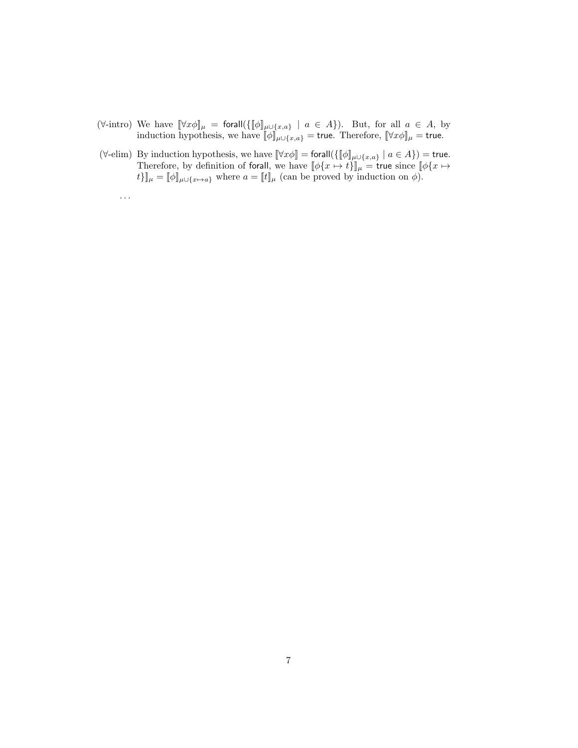(∀-intro) We have $[\![\forall x \phi]\!]_\mu = \mathsf{forall}(\{[\![\phi]\!]_{\mu \cup \{x,a\}} \mid a \in A\})$. But, for all $a \in A$, by induction hypothesis, we have $[\![\phi]\!]_{\mu \cup \{x,a\}} = \mathsf{true}$. Therefore, $[\![\forall x \phi]\!]_\mu = \mathsf{true}$.

(∀-elim) By induction hypothesis, we have $[\![\forall x \phi]\!] = \mathsf{forall}(\{[\![\phi]\!]_{\mu \cup \{x,a\}} \mid a \in A\}) = \mathsf{true}$. Therefore, by definition of $\mathsf{forall}$, we have $[\![\phi\{x \mapsto t\}]\!]_\mu = \mathsf{true}$ since $[\![\phi\{x \mapsto t\}]\!]_\mu = [\![\phi]\!]_{\mu \cup \{x \mapsto a\}}$ where $a = [\![t]\!]_\mu$ (can be proved by induction on $\phi$).

...